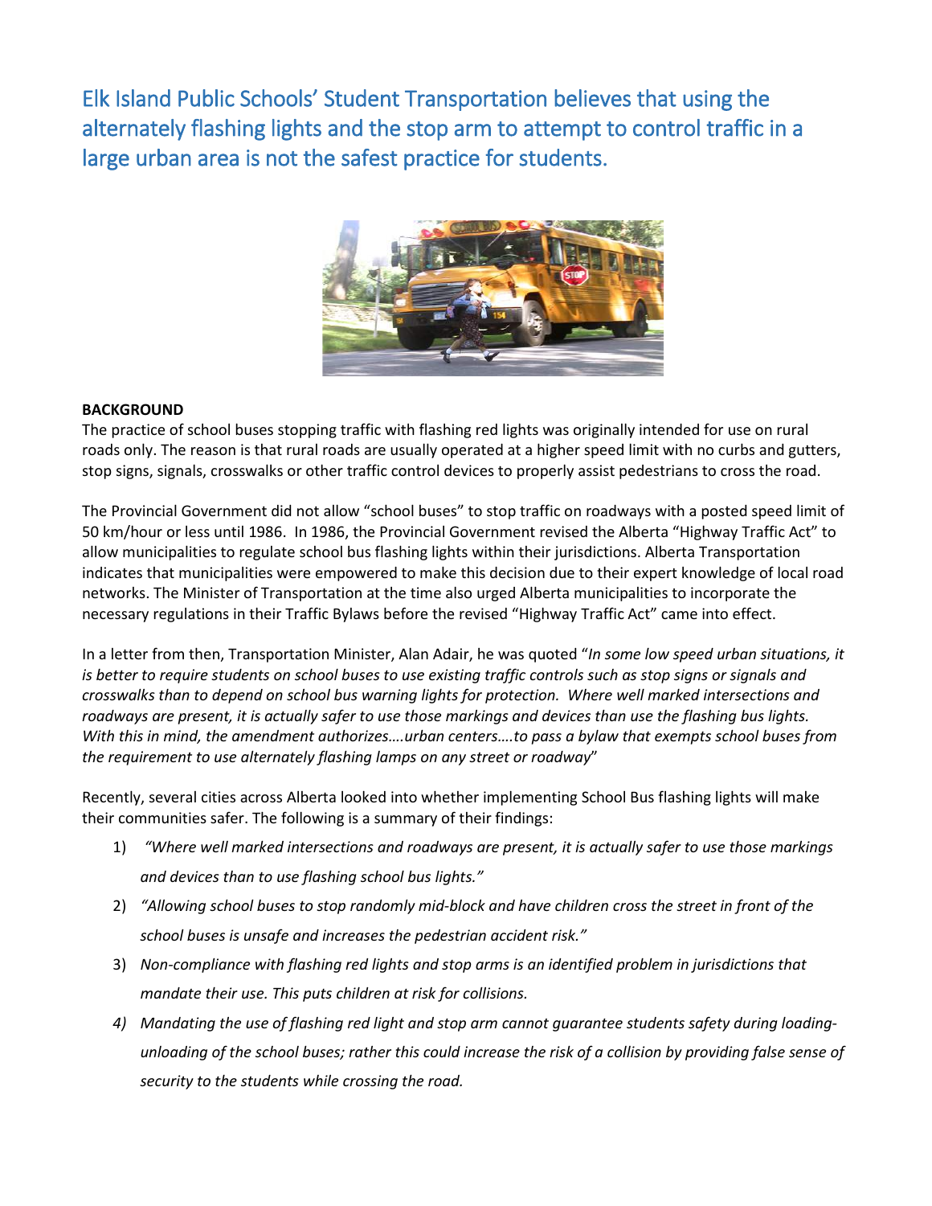# Elk Island Public Schools' Student Transportation believes that using the alternately flashing lights and the stop arm to attempt to control traffic in a large urban area is not the safest practice for students.

**BACKGROUND**

The practice of school buses stopping traffic with flashing red lights was originally intended for use on rural roads only. The reason is that rural roads are usually operated at a higher speed limit with no curbs and gutters, stop signs, signals, crosswalks or other traffic control devices to properly assist pedestrians to cross the road.

The Provincial Government did not allow "school buses" to stop traffic on roadways with a posted speed limit of 50 km/hour or less until 1986. In 1986, the Provincial Government revised the Alberta "Highway Traffic Act" to allow municipalities to regulate school bus flashing lights within their jurisdictions. Alberta Transportation indicates that municipalities were empowered to make this decision due to their expert knowledge of local road networks. The Minister of Transportation at the time also urged Alberta municipalities to incorporate the necessary regulations in their Traffic Bylaws before the revised "Highway Traffic Act" came into effect.

In a letter from then, Transportation Minister, Alan Adair, he was quoted "*In some low speed urban situations, it is better to require students on school buses to use existing traffic controls such as stop signs or signals and crosswalks than to depend on school bus warning lights for protection. Where well marked intersections and roadways are present, it is actually safer to use those markings and devices than use the flashing bus lights. With this in mind, the amendment authorizes….urban centers….to pass a bylaw that exempts school buses from the requirement to use alternately flashing lamps on any street or roadway*"

Recently, several cities across Alberta looked into whether implementing School Bus flashing lights will make their communities safer. The following is a summary of their findings:

1) *"Where well marked intersections and roadways are present, it is actually safer to use those markings and devices than to use flashing school bus lights."*
2) *"Allowing school buses to stop randomly mid-block and have children cross the street in front of the school buses is unsafe and increases the pedestrian accident risk."*
3) *Non-compliance with flashing red lights and stop arms is an identified problem in jurisdictions that mandate their use. This puts children at risk for collisions.*
4) *Mandating the use of flashing red light and stop arm cannot guarantee students safety during loading-unloading of the school buses; rather this could increase the risk of a collision by providing false sense of security to the students while crossing the road.*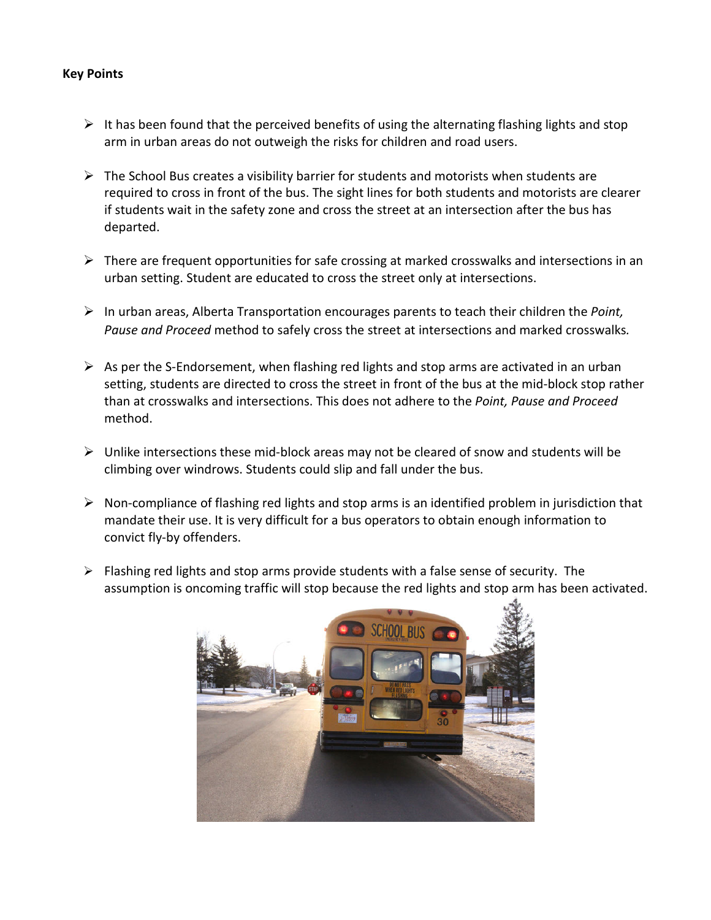**Key Points**

- It has been found that the perceived benefits of using the alternating flashing lights and stop arm in urban areas do not outweigh the risks for children and road users.
- The School Bus creates a visibility barrier for students and motorists when students are required to cross in front of the bus. The sight lines for both students and motorists are clearer if students wait in the safety zone and cross the street at an intersection after the bus has departed.
- There are frequent opportunities for safe crossing at marked crosswalks and intersections in an urban setting. Student are educated to cross the street only at intersections.
- In urban areas, Alberta Transportation encourages parents to teach their children the *Point, Pause and Proceed* method to safely cross the street at intersections and marked crosswalks.
- As per the S-Endorsement, when flashing red lights and stop arms are activated in an urban setting, students are directed to cross the street in front of the bus at the mid-block stop rather than at crosswalks and intersections. This does not adhere to the *Point, Pause and Proceed* method.
- Unlike intersections these mid-block areas may not be cleared of snow and students will be climbing over windrows. Students could slip and fall under the bus.
- Non-compliance of flashing red lights and stop arms is an identified problem in jurisdiction that mandate their use. It is very difficult for a bus operators to obtain enough information to convict fly-by offenders.
- Flashing red lights and stop arms provide students with a false sense of security. The assumption is oncoming traffic will stop because the red lights and stop arm has been activated.